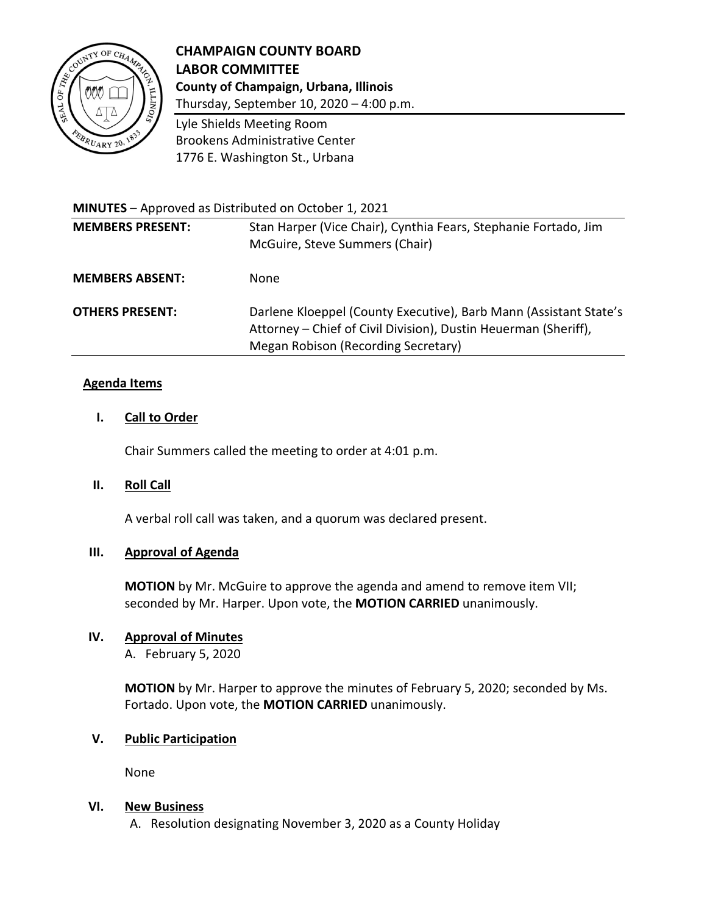# CHAMPAIGN COUNTY BOARD
# LABOR COMMITTEE

**County of Champaign, Urbana, Illinois**
Thursday, September 10, 2020 – 4:00 p.m.

Lyle Shields Meeting Room
Brookens Administrative Center
1776 E. Washington St., Urbana

**MINUTES** – Approved as Distributed on October 1, 2021

| | |
|---|---|
| **MEMBERS PRESENT:** | Stan Harper (Vice Chair), Cynthia Fears, Stephanie Fortado, Jim McGuire, Steve Summers (Chair) |
| **MEMBERS ABSENT:** | None |
| **OTHERS PRESENT:** | Darlene Kloeppel (County Executive), Barb Mann (Assistant State's Attorney – Chief of Civil Division), Dustin Heuerman (Sheriff), Megan Robison (Recording Secretary) |

## Agenda Items

### I. Call to Order

Chair Summers called the meeting to order at 4:01 p.m.

### II. Roll Call

A verbal roll call was taken, and a quorum was declared present.

### III. Approval of Agenda

**MOTION** by Mr. McGuire to approve the agenda and amend to remove item VII; seconded by Mr. Harper. Upon vote, the **MOTION CARRIED** unanimously.

### IV. Approval of Minutes

A. February 5, 2020

**MOTION** by Mr. Harper to approve the minutes of February 5, 2020; seconded by Ms. Fortado. Upon vote, the **MOTION CARRIED** unanimously.

### V. Public Participation

None

### VI. New Business

A. Resolution designating November 3, 2020 as a County Holiday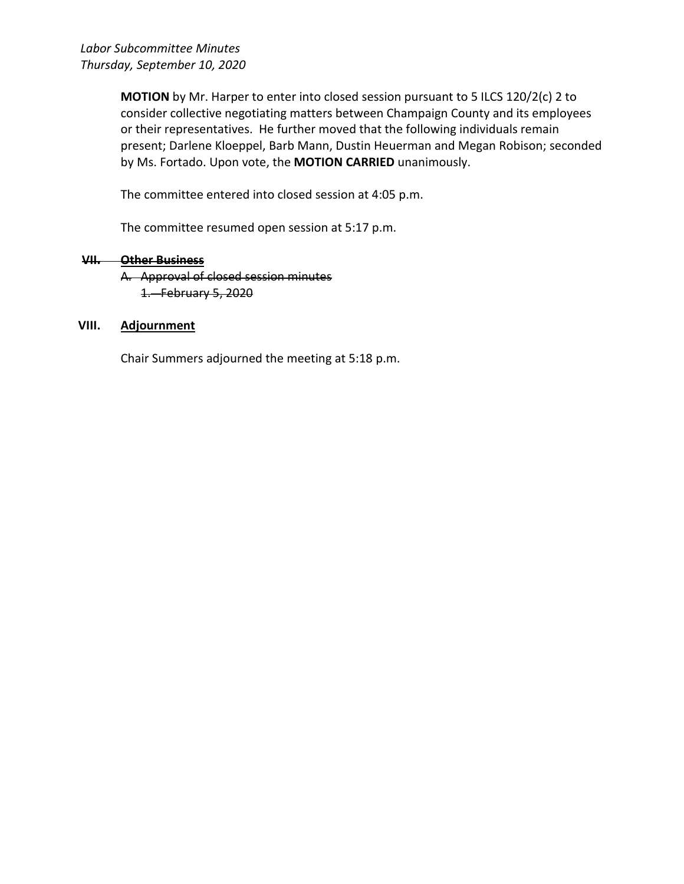**MOTION** by Mr. Harper to enter into closed session pursuant to 5 ILCS 120/2(c) 2 to consider collective negotiating matters between Champaign County and its employees or their representatives. He further moved that the following individuals remain present; Darlene Kloeppel, Barb Mann, Dustin Heuerman and Megan Robison; seconded by Ms. Fortado. Upon vote, the **MOTION CARRIED** unanimously.

The committee entered into closed session at 4:05 p.m.

The committee resumed open session at 5:17 p.m.

## ~~VII. Other Business~~

~~A. Approval of closed session minutes~~
  ~~1. February 5, 2020~~

## VIII. Adjournment

Chair Summers adjourned the meeting at 5:18 p.m.